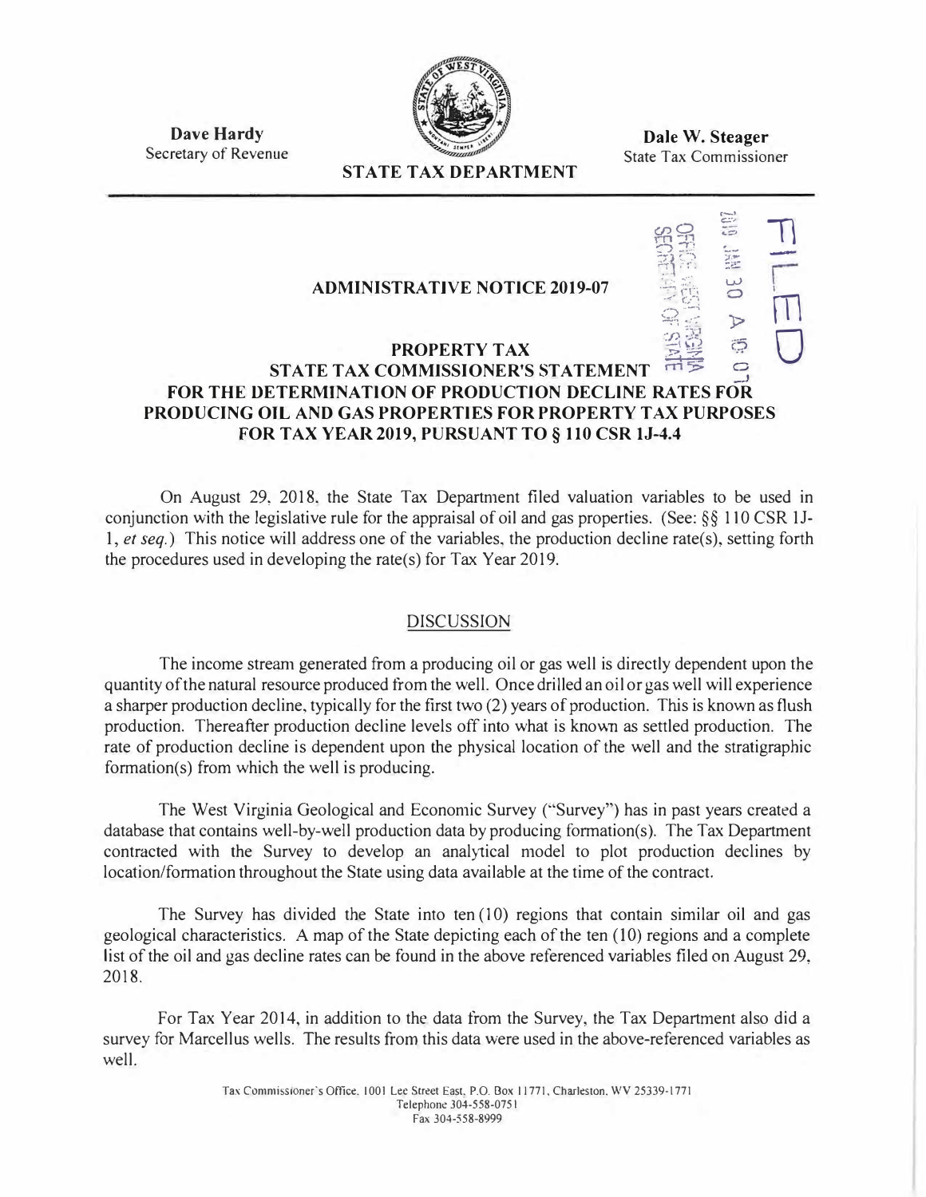**Dave Hardy**
Secretary of Revenue

**STATE TAX DEPARTMENT**

**Dale W. Steager**
State Tax Commissioner

# ADMINISTRATIVE NOTICE 2019-07

## PROPERTY TAX
## STATE TAX COMMISSIONER'S STATEMENT FOR THE DETERMINATION OF PRODUCTION DECLINE RATES FOR PRODUCING OIL AND GAS PROPERTIES FOR PROPERTY TAX PURPOSES FOR TAX YEAR 2019, PURSUANT TO § 110 CSR 1J-4.4

On August 29, 2018, the State Tax Department filed valuation variables to be used in conjunction with the legislative rule for the appraisal of oil and gas properties. (See: §§ 110 CSR 1J-1, *et seq.*) This notice will address one of the variables, the production decline rate(s), setting forth the procedures used in developing the rate(s) for Tax Year 2019.

## DISCUSSION

The income stream generated from a producing oil or gas well is directly dependent upon the quantity of the natural resource produced from the well. Once drilled an oil or gas well will experience a sharper production decline, typically for the first two (2) years of production. This is known as flush production. Thereafter production decline levels off into what is known as settled production. The rate of production decline is dependent upon the physical location of the well and the stratigraphic formation(s) from which the well is producing.

The West Virginia Geological and Economic Survey ("Survey") has in past years created a database that contains well-by-well production data by producing formation(s). The Tax Department contracted with the Survey to develop an analytical model to plot production declines by location/formation throughout the State using data available at the time of the contract.

The Survey has divided the State into ten (10) regions that contain similar oil and gas geological characteristics. A map of the State depicting each of the ten (10) regions and a complete list of the oil and gas decline rates can be found in the above referenced variables filed on August 29, 2018.

For Tax Year 2014, in addition to the data from the Survey, the Tax Department also did a survey for Marcellus wells. The results from this data were used in the above-referenced variables as well.

Tax Commissioner's Office, 1001 Lee Street East, P.O. Box 11771, Charleston, WV 25339-1771
Telephone 304-558-0751
Fax 304-558-8999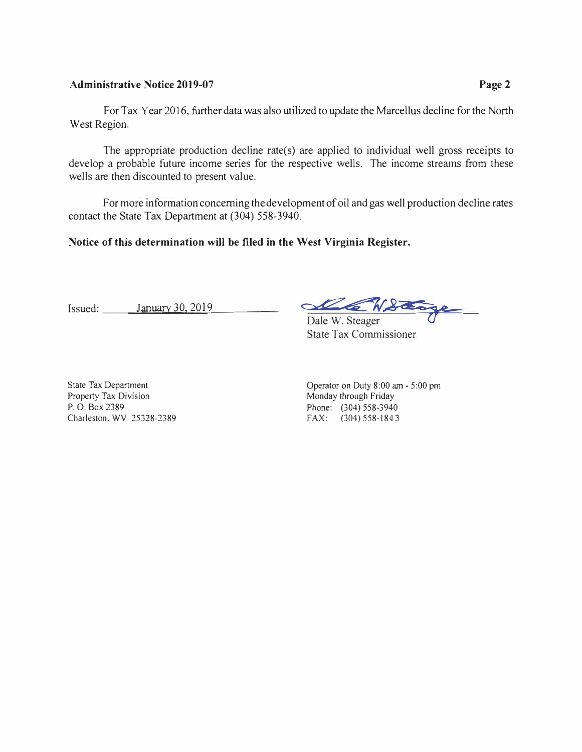For Tax Year 2016, further data was also utilized to update the Marcellus decline for the North West Region.

The appropriate production decline rate(s) are applied to individual well gross receipts to develop a probable future income series for the respective wells. The income streams from these wells are then discounted to present value.

For more information concerning the development of oil and gas well production decline rates contact the State Tax Department at (304) 558-3940.

**Notice of this determination will be filed in the West Virginia Register.**

Issued: January 30, 2019

Dale W. Steager
State Tax Commissioner

State Tax Department
Property Tax Division
P. O. Box 2389
Charleston, WV 25328-2389

Operator on Duty 8:00 am - 5:00 pm
Monday through Friday
Phone: (304) 558-3940
FAX: (304) 558-1843